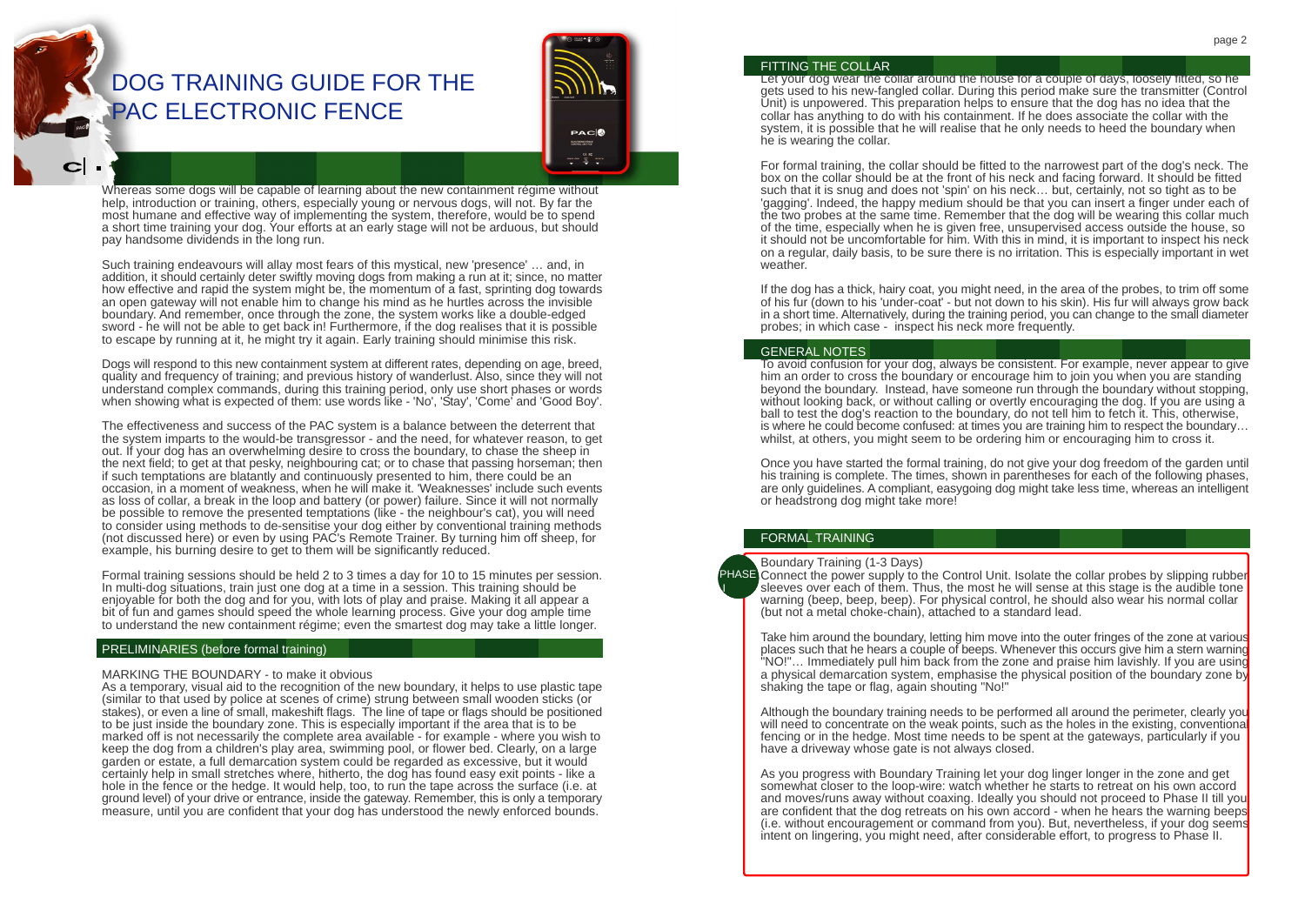# DOG TRAINING GUIDE FOR THE PAC ELECTRONIC FENCE

Whereas some dogs will be capable of learning about the new containment régime without help, introduction or training, others, especially young or nervous dogs, will not. By far the most humane and effective way of implementing the system, therefore, would be to spend a short time training your dog. Your efforts at an early stage will not be arduous, but should pay handsome dividends in the long run.

Such training endeavours will allay most fears of this mystical, new 'presence' … and, in addition, it should certainly deter swiftly moving dogs from making a run at it; since, no matter how effective and rapid the system might be, the momentum of a fast, sprinting dog towards an open gateway will not enable him to change his mind as he hurtles across the invisible boundary. And remember, once through the zone, the system works like a double-edged sword - he will not be able to get back in! Furthermore, if the dog realises that it is possible to escape by running at it, he might try it again. Early training should minimise this risk.

Dogs will respond to this new containment system at different rates, depending on age, breed, quality and frequency of training; and previous history of wanderlust. Also, since they will not understand complex commands, during this training period, only use short phases or words when showing what is expected of them: use words like - 'No', 'Stay', 'Come' and 'Good Boy'.

The effectiveness and success of the PAC system is a balance between the deterrent that the system imparts to the would-be transgressor - and the need, for whatever reason, to get out. If your dog has an overwhelming desire to cross the boundary, to chase the sheep in the next field; to get at that pesky, neighbouring cat; or to chase that passing horseman; then if such temptations are blatantly and continuously presented to him, there could be an occasion, in a moment of weakness, when he will make it. 'Weaknesses' include such events as loss of collar, a break in the loop and battery (or power) failure. Since it will not normally be possible to remove the presented temptations (like - the neighbour's cat), you will need to consider using methods to de-sensitise your dog either by conventional training methods (not discussed here) or even by using PAC's Remote Trainer. By turning him off sheep, for example, his burning desire to get to them will be significantly reduced.

Formal training sessions should be held 2 to 3 times a day for 10 to 15 minutes per session. In multi-dog situations, train just one dog at a time in a session. This training should be enjoyable for both the dog and for you, with lots of play and praise. Making it all appear a bit of fun and games should speed the whole learning process. Give your dog ample time to understand the new containment régime; even the smartest dog may take a little longer.

## PRELIMINARIES (before formal training)

### MARKING THE BOUNDARY - to make it obvious

As a temporary, visual aid to the recognition of the new boundary, it helps to use plastic tape (similar to that used by police at scenes of crime) strung between small wooden sticks (or stakes), or even a line of small, makeshift flags. The line of tape or flags should be positioned to be just inside the boundary zone. This is especially important if the area that is to be marked off is not necessarily the complete area available - for example - where you wish to keep the dog from a children's play area, swimming pool, or flower bed. Clearly, on a large garden or estate, a full demarcation system could be regarded as excessive, but it would certainly help in small stretches where, hitherto, the dog has found easy exit points - like a hole in the fence or the hedge. It would help, too, to run the tape across the surface (i.e. at ground level) of your drive or entrance, inside the gateway. Remember, this is only a temporary measure, until you are confident that your dog has understood the newly enforced bounds.

### FITTING THE COLLAR

Let your dog wear the collar around the house for a couple of days, loosely fitted, so he gets used to his new-fangled collar. During this period make sure the transmitter (Control Unit) is unpowered. This preparation helps to ensure that the dog has no idea that the collar has anything to do with his containment. If he does associate the collar with the system, it is possible that he will realise that he only needs to heed the boundary when he is wearing the collar.

For formal training, the collar should be fitted to the narrowest part of the dog's neck. The box on the collar should be at the front of his neck and facing forward. It should be fitted such that it is snug and does not 'spin' on his neck… but, certainly, not so tight as to be 'gagging'. Indeed, the happy medium should be that you can insert a finger under each of the two probes at the same time. Remember that the dog will be wearing this collar much of the time, especially when he is given free, unsupervised access outside the house, so it should not be uncomfortable for him. With this in mind, it is important to inspect his neck on a regular, daily basis, to be sure there is no irritation. This is especially important in wet weather.

If the dog has a thick, hairy coat, you might need, in the area of the probes, to trim off some of his fur (down to his 'under-coat' - but not down to his skin). His fur will always grow back in a short time. Alternatively, during the training period, you can change to the small diameter probes; in which case - inspect his neck more frequently.

## GENERAL NOTES

To avoid confusion for your dog, always be consistent. For example, never appear to give him an order to cross the boundary or encourage him to join you when you are standing beyond the boundary. Instead, have someone run through the boundary without stopping, without looking back, or without calling or overtly encouraging the dog. If you are using a ball to test the dog's reaction to the boundary, do not tell him to fetch it. This, otherwise, is where he could become confused: at times you are training him to respect the boundary… whilst, at others, you might seem to be ordering him or encouraging him to cross it.

Once you have started the formal training, do not give your dog freedom of the garden until his training is complete. The times, shown in parentheses for each of the following phases, are only guidelines. A compliant, easygoing dog might take less time, whereas an intelligent or headstrong dog might take more!

## FORMAL TRAINING

### PHASE I

Boundary Training (1-3 Days)

Connect the power supply to the Control Unit. Isolate the collar probes by slipping rubber sleeves over each of them. Thus, the most he will sense at this stage is the audible tone warning (beep, beep, beep). For physical control, he should also wear his normal collar (but not a metal choke-chain), attached to a standard lead.

Take him around the boundary, letting him move into the outer fringes of the zone at various places such that he hears a couple of beeps. Whenever this occurs give him a stern warning "NO!"… Immediately pull him back from the zone and praise him lavishly. If you are using a physical demarcation system, emphasise the physical position of the boundary zone by shaking the tape or flag, again shouting "No!"

Although the boundary training needs to be performed all around the perimeter, clearly you will need to concentrate on the weak points, such as the holes in the existing, conventional fencing or in the hedge. Most time needs to be spent at the gateways, particularly if you have a driveway whose gate is not always closed.

As you progress with Boundary Training let your dog linger longer in the zone and get somewhat closer to the loop-wire: watch whether he starts to retreat on his own accord and moves/runs away without coaxing. Ideally you should not proceed to Phase II till you are confident that the dog retreats on his own accord - when he hears the warning beeps (i.e. without encouragement or command from you). But, nevertheless, if your dog seems intent on lingering, you might need, after considerable effort, to progress to Phase II.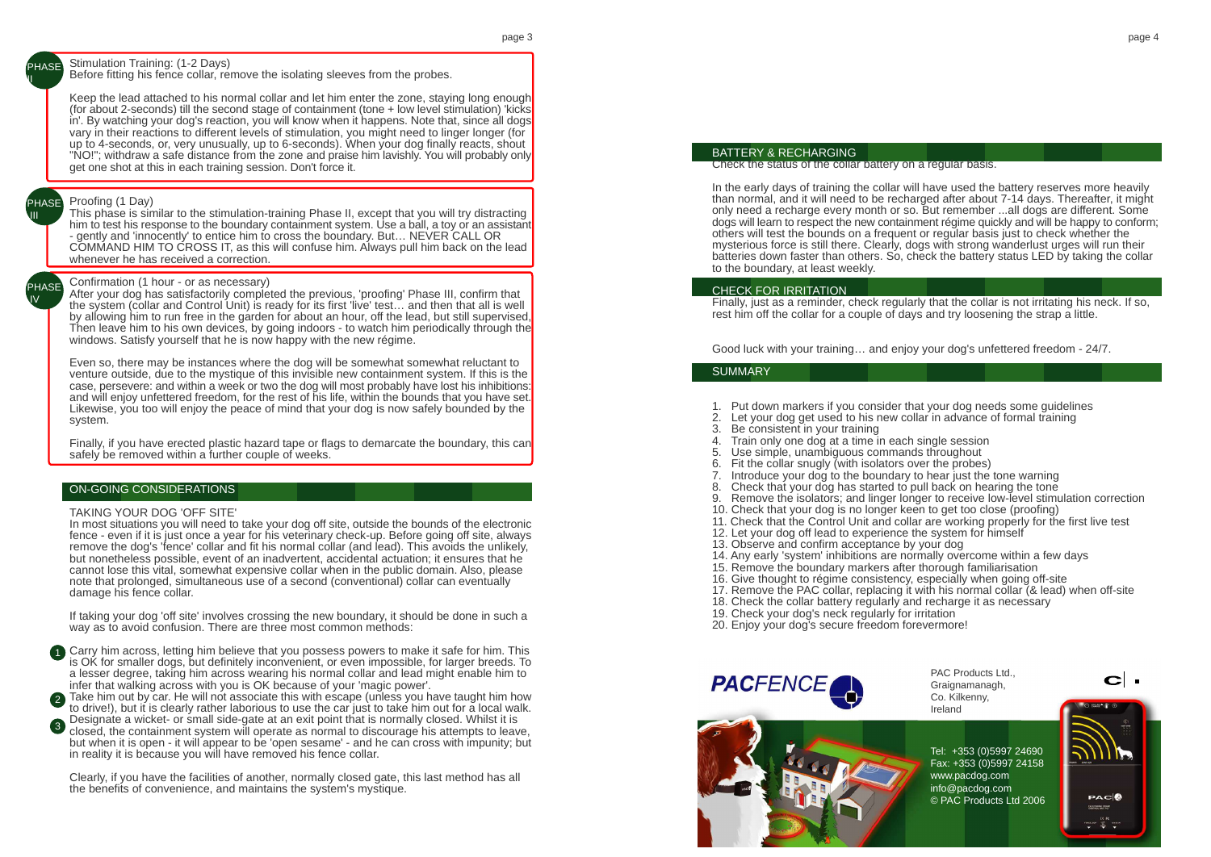## PHASE II

Stimulation Training: (1-2 Days)
Before fitting his fence collar, remove the isolating sleeves from the probes.

Keep the lead attached to his normal collar and let him enter the zone, staying long enough (for about 2-seconds) till the second stage of containment (tone + low level stimulation) 'kicks in'. By watching your dog's reaction, you will know when it happens. Note that, since all dogs vary in their reactions to different levels of stimulation, you might need to linger longer (for up to 4-seconds, or, very unusually, up to 6-seconds). When your dog finally reacts, shout "NO!"; withdraw a safe distance from the zone and praise him lavishly. You will probably only get one shot at this in each training session. Don't force it.

## PHASE III

Proofing (1 Day)
This phase is similar to the stimulation-training Phase II, except that you will try distracting him to test his response to the boundary containment system. Use a ball, a toy or an assistant - gently and 'innocently' to entice him to cross the boundary. But… NEVER CALL OR COMMAND HIM TO CROSS IT, as this will confuse him. Always pull him back on the lead whenever he has received a correction.

## PHASE IV

Confirmation (1 hour - or as necessary)
After your dog has satisfactorily completed the previous, 'proofing' Phase III, confirm that the system (collar and Control Unit) is ready for its first 'live' test… and then that all is well by allowing him to run free in the garden for about an hour, off the lead, but still supervised. Then leave him to his own devices, by going indoors - to watch him periodically through the windows. Satisfy yourself that he is now happy with the new régime.

Even so, there may be instances where the dog will be somewhat somewhat reluctant to venture outside, due to the mystique of this invisible new containment system. If this is the case, persevere: and within a week or two the dog will most probably have lost his inhibitions: and will enjoy unfettered freedom, for the rest of his life, within the bounds that you have set. Likewise, you too will enjoy the peace of mind that your dog is now safely bounded by the system.

Finally, if you have erected plastic hazard tape or flags to demarcate the boundary, this can safely be removed within a further couple of weeks.

## ON-GOING CONSIDERATIONS

TAKING YOUR DOG 'OFF SITE'
In most situations you will need to take your dog off site, outside the bounds of the electronic fence - even if it is just once a year for his veterinary check-up. Before going off site, always remove the dog's 'fence' collar and fit his normal collar (and lead). This avoids the unlikely, but nonetheless possible, event of an inadvertent, accidental actuation; it ensures that he cannot lose this vital, somewhat expensive collar when in the public domain. Also, please note that prolonged, simultaneous use of a second (conventional) collar can eventually damage his fence collar.

If taking your dog 'off site' involves crossing the new boundary, it should be done in such a way as to avoid confusion. There are three most common methods:

1. Carry him across, letting him believe that you possess powers to make it safe for him. This is OK for smaller dogs, but definitely inconvenient, or even impossible, for larger breeds. To a lesser degree, taking him across wearing his normal collar and lead might enable him to infer that walking across with you is OK because of your 'magic power'.
2. Take him out by car. He will not associate this with escape (unless you have taught him how to drive!), but it is clearly rather laborious to use the car just to take him out for a local walk.
3. Designate a wicket- or small side-gate at an exit point that is normally closed. Whilst it is closed, the containment system will operate as normal to discourage his attempts to leave, but when it is open - it will appear to be 'open sesame' - and he can cross with impunity; but in reality it is because you will have removed his fence collar.

Clearly, if you have the facilities of another, normally closed gate, this last method has all the benefits of convenience, and maintains the system's mystique.

## BATTERY & RECHARGING

Check the status of the collar battery on a regular basis.

In the early days of training the collar will have used the battery reserves more heavily than normal, and it will need to be recharged after about 7-14 days. Thereafter, it might only need a recharge every month or so. But remember ...all dogs are different. Some dogs will learn to respect the new containment régime quickly and will be happy to conform; others will test the bounds on a frequent or regular basis just to check whether the mysterious force is still there. Clearly, dogs with strong wanderlust urges will run their batteries down faster than others. So, check the battery status LED by taking the collar to the boundary, at least weekly.

## CHECK FOR IRRITATION

Finally, just as a reminder, check regularly that the collar is not irritating his neck. If so, rest him off the collar for a couple of days and try loosening the strap a little.

Good luck with your training… and enjoy your dog's unfettered freedom - 24/7.

## SUMMARY

1. Put down markers if you consider that your dog needs some guidelines
2. Let your dog get used to his new collar in advance of formal training
3. Be consistent in your training
4. Train only one dog at a time in each single session
5. Use simple, unambiguous commands throughout
6. Fit the collar snugly (with isolators over the probes)
7. Introduce your dog to the boundary to hear just the tone warning
8. Check that your dog has started to pull back on hearing the tone
9. Remove the isolaters; and linger longer to receive low-level stimulation correction
10. Check that your dog is no longer keen to get too close (proofing)
11. Check that the Control Unit and collar are working properly for the first live test
12. Let your dog off lead to experience the system for himself
13. Observe and confirm acceptance by your dog
14. Any early 'system' inhibitions are normally overcome within a few days
15. Remove the boundary markers after thorough familiarisation
16. Give thought to régime consistency, especially when going off-site
17. Remove the PAC collar, replacing it with his normal collar (& lead) when off-site
18. Check the collar battery regularly and recharge it as necessary
19. Check your dog's neck regularly for irritation
20. Enjoy your dog's secure freedom forevermore!

PACFENCE

PAC Products Ltd.,
Graignamanagh,
Co. Kilkenny,
Ireland

Tel: +353 (0)5997 24690
Fax: +353 (0)5997 24158
www.pacdog.com
info@pacdog.com
© PAC Products Ltd 2006